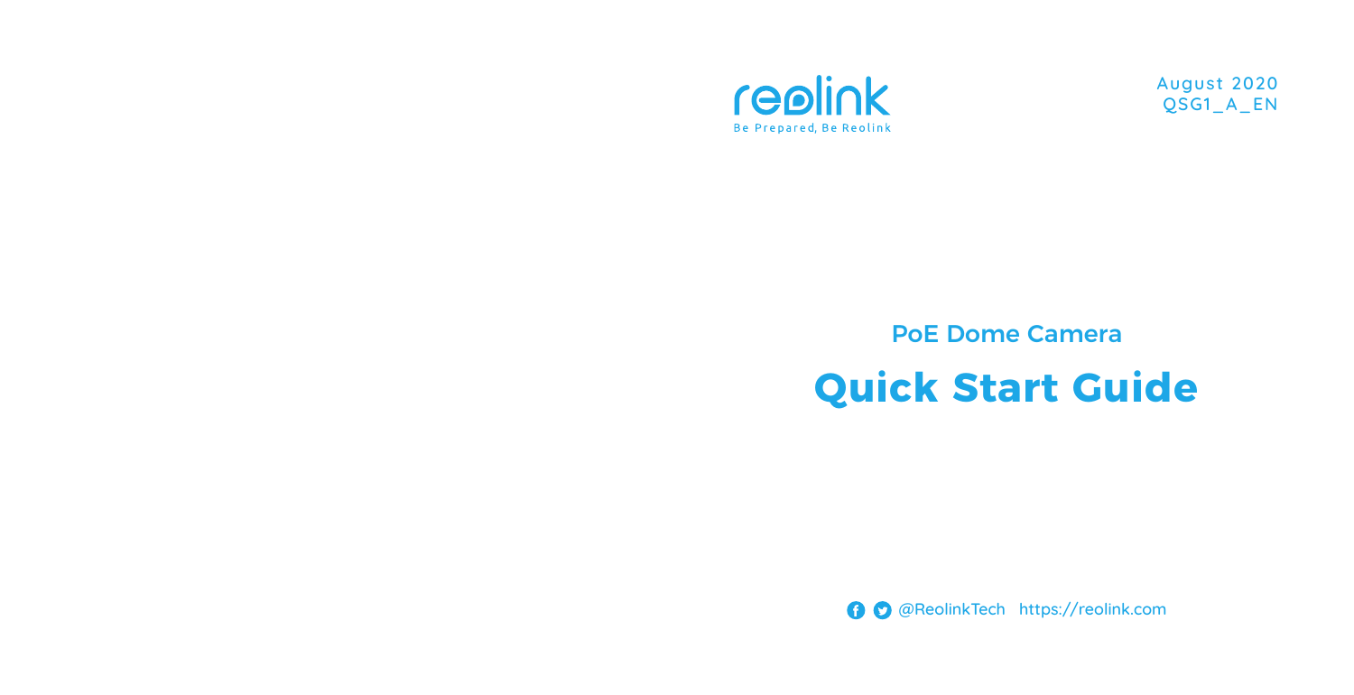reolink

Be Prepared, Be Reolink

August 2020
QSG1_A_EN

## PoE Dome Camera

# Quick Start Guide

@ReolinkTech https://reolink.com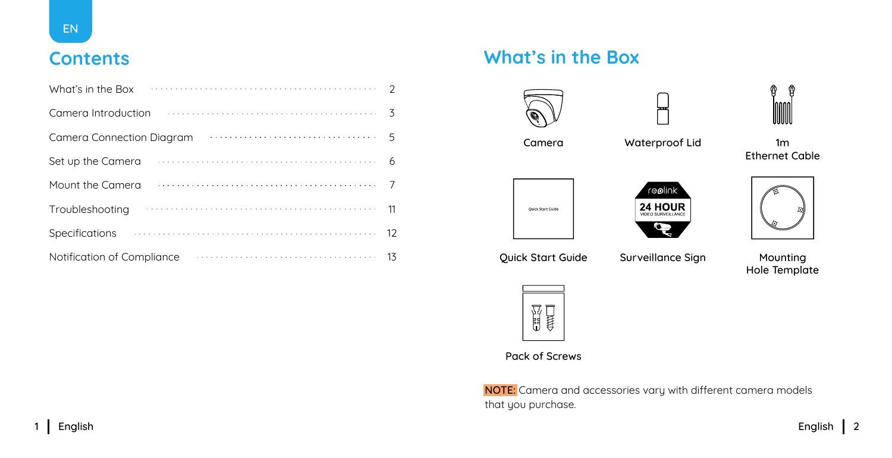## Contents

| | |
|---|---|
| What's in the Box | 2 |
| Camera Introduction | 3 |
| Camera Connection Diagram | 5 |
| Set up the Camera | 6 |
| Mount the Camera | 7 |
| Troubleshooting | 11 |
| Specifications | 12 |
| Notification of Compliance | 13 |

## What's in the Box

- Camera
- Waterproof Lid
- 1m Ethernet Cable
- Quick Start Guide
- Surveillance Sign
- Mounting Hole Template
- Pack of Screws

**NOTE:** Camera and accessories vary with different camera models that you purchase.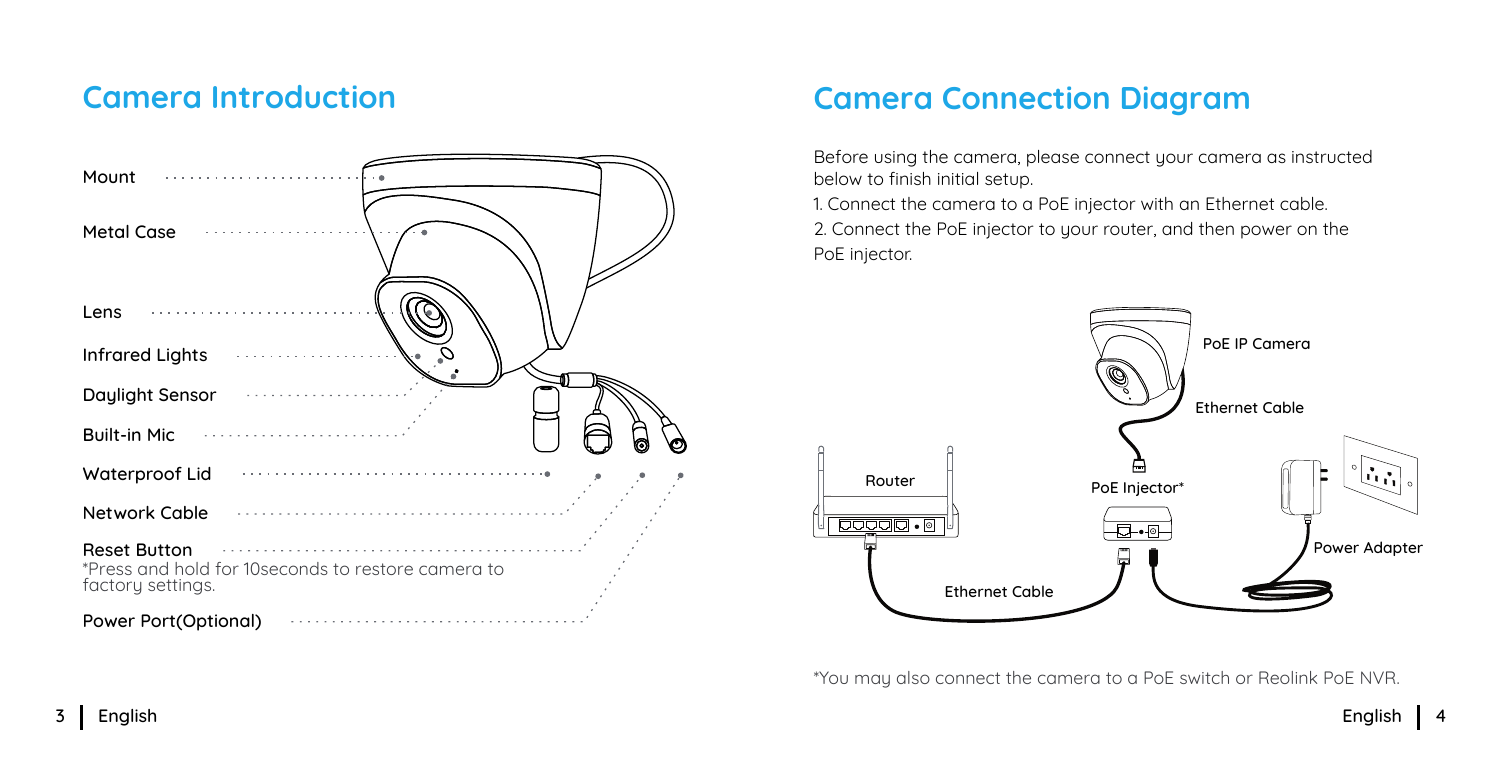## Camera Introduction

- Mount
- Metal Case
- Lens
- Infrared Lights
- Daylight Sensor
- Built-in Mic
- Waterproof Lid
- Network Cable
- Reset Button
  *Press and hold for 10seconds to restore camera to factory settings.
- Power Port(Optional)

## Camera Connection Diagram

Before using the camera, please connect your camera as instructed below to finish initial setup.

1. Connect the camera to a PoE injector with an Ethernet cable.
2. Connect the PoE injector to your router, and then power on the PoE injector.

PoE IP Camera

Ethernet Cable

Router

PoE Injector*

Power Adapter

Ethernet Cable

*You may also connect the camera to a PoE switch or Reolink PoE NVR.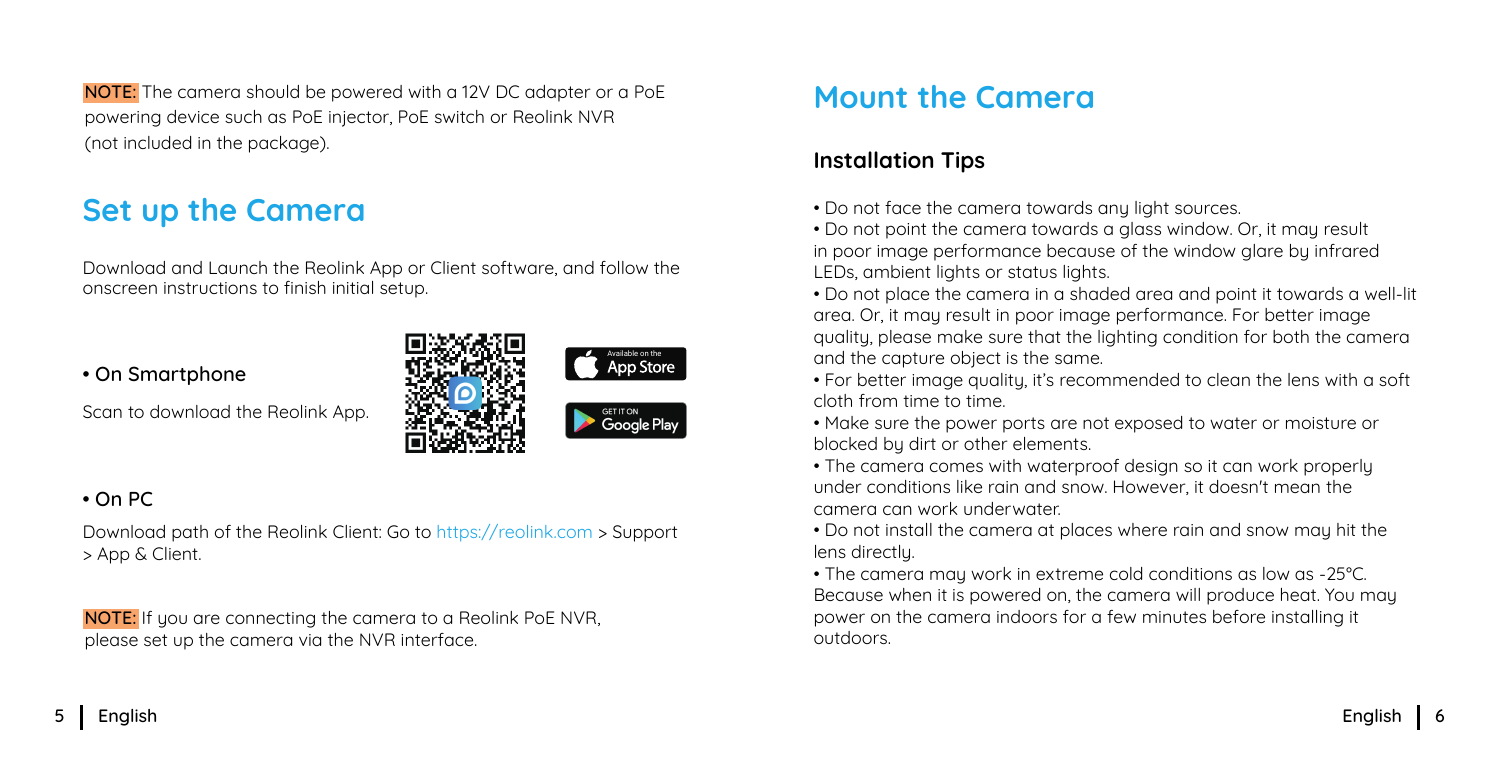**NOTE:** The camera should be powered with a 12V DC adapter or a PoE powering device such as PoE injector, PoE switch or Reolink NVR (not included in the package).

## Set up the Camera

Download and Launch the Reolink App or Client software, and follow the onscreen instructions to finish initial setup.

**• On Smartphone**

Scan to download the Reolink App.

Available on the App Store

GET IT ON Google Play

**• On PC**

Download path of the Reolink Client: Go to https://reolink.com > Support > App & Client.

**NOTE:** If you are connecting the camera to a Reolink PoE NVR, please set up the camera via the NVR interface.

## Mount the Camera

### Installation Tips

- Do not face the camera towards any light sources.
- Do not point the camera towards a glass window. Or, it may result in poor image performance because of the window glare by infrared LEDs, ambient lights or status lights.
- Do not place the camera in a shaded area and point it towards a well-lit area. Or, it may result in poor image performance. For better image quality, please make sure that the lighting condition for both the camera and the capture object is the same.
- For better image quality, it's recommended to clean the lens with a soft cloth from time to time.
- Make sure the power ports are not exposed to water or moisture or blocked by dirt or other elements.
- The camera comes with waterproof design so it can work properly under conditions like rain and snow. However, it doesn't mean the camera can work underwater.
- Do not install the camera at places where rain and snow may hit the lens directly.
- The camera may work in extreme cold conditions as low as -25°C. Because when it is powered on, the camera will produce heat. You may power on the camera indoors for a few minutes before installing it outdoors.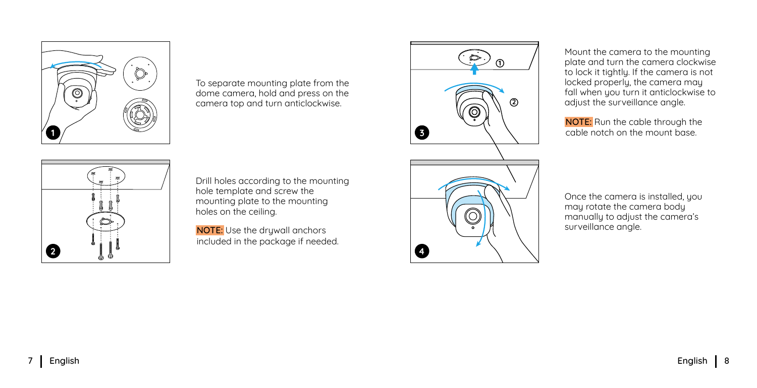1. To separate mounting plate from the dome camera, hold and press on the camera top and turn anticlockwise.

2. Drill holes according to the mounting hole template and screw the mounting plate to the mounting holes on the ceiling.

   **NOTE:** Use the drywall anchors included in the package if needed.

3. Mount the camera to the mounting plate and turn the camera clockwise to lock it tightly. If the camera is not locked properly, the camera may fall when you turn it anticlockwise to adjust the surveillance angle.

   **NOTE:** Run the cable through the cable notch on the mount base.

4. Once the camera is installed, you may rotate the camera body manually to adjust the camera's surveillance angle.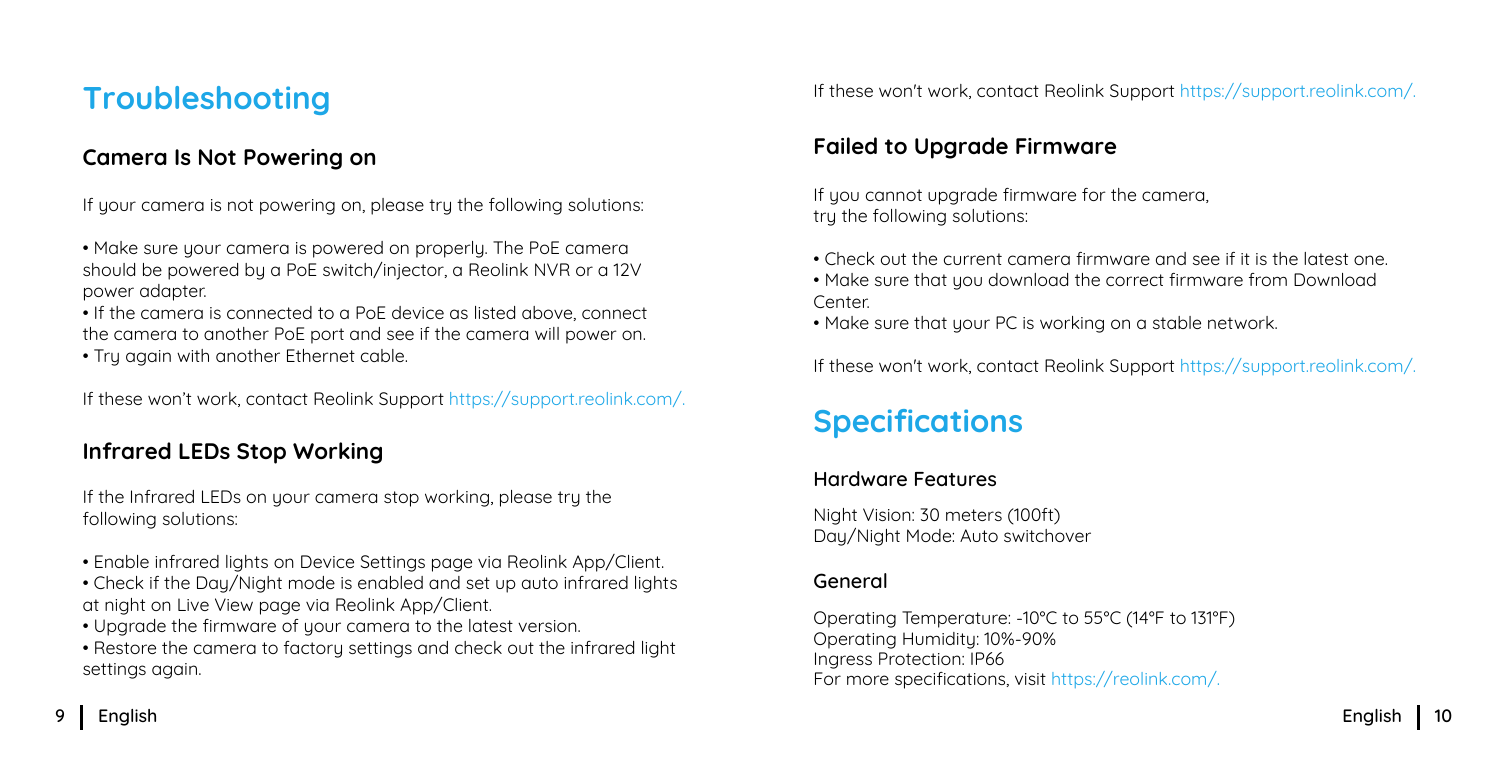# Troubleshooting

## Camera Is Not Powering on

If your camera is not powering on, please try the following solutions:

- Make sure your camera is powered on properly. The PoE camera should be powered by a PoE switch/injector, a Reolink NVR or a 12V power adapter.
- If the camera is connected to a PoE device as listed above, connect the camera to another PoE port and see if the camera will power on.
- Try again with another Ethernet cable.

If these won't work, contact Reolink Support https://support.reolink.com/.

## Infrared LEDs Stop Working

If the Infrared LEDs on your camera stop working, please try the following solutions:

- Enable infrared lights on Device Settings page via Reolink App/Client.
- Check if the Day/Night mode is enabled and set up auto infrared lights at night on Live View page via Reolink App/Client.
- Upgrade the firmware of your camera to the latest version.
- Restore the camera to factory settings and check out the infrared light settings again.

If these won't work, contact Reolink Support https://support.reolink.com/.

## Failed to Upgrade Firmware

If you cannot upgrade firmware for the camera, try the following solutions:

- Check out the current camera firmware and see if it is the latest one.
- Make sure that you download the correct firmware from Download Center.
- Make sure that your PC is working on a stable network.

If these won't work, contact Reolink Support https://support.reolink.com/.

# Specifications

### Hardware Features

Night Vision: 30 meters (100ft)
Day/Night Mode: Auto switchover

### General

Operating Temperature: -10°C to 55°C (14°F to 131°F)
Operating Humidity: 10%-90%
Ingress Protection: IP66
For more specifications, visit https://reolink.com/.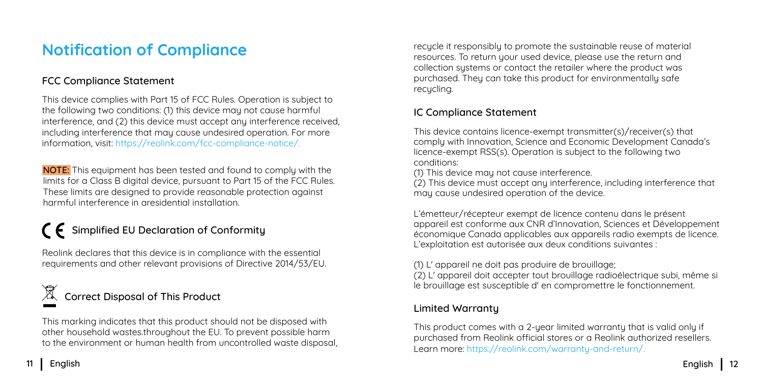# Notification of Compliance

## FCC Compliance Statement

This device complies with Part 15 of FCC Rules. Operation is subject to the following two conditions: (1) this device may not cause harmful interference, and (2) this device must accept any interference received, including interference that may cause undesired operation. For more information, visit: https://reolink.com/fcc-compliance-notice/.

**NOTE:** This equipment has been tested and found to comply with the limits for a Class B digital device, pursuant to Part 15 of the FCC Rules. These limits are designed to provide reasonable protection against harmful interference in aresidential installation.

## CE Simplified EU Declaration of Conformity

Reolink declares that this device is in compliance with the essential requirements and other relevant provisions of Directive 2014/53/EU.

## Correct Disposal of This Product

This marking indicates that this product should not be disposed with other household wastes.throughout the EU. To prevent possible harm to the environment or human health from uncontrolled waste disposal, recycle it responsibly to promote the sustainable reuse of material resources. To return your used device, please use the return and collection systems or contact the retailer where the product was purchased. They can take this product for environmentally safe recycling.

## IC Compliance Statement

This device contains licence-exempt transmitter(s)/receiver(s) that comply with Innovation, Science and Economic Development Canada's licence-exempt RSS(s). Operation is subject to the following two conditions:

(1) This device may not cause interference.

(2) This device must accept any interference, including interference that may cause undesired operation of the device.

L'émetteur/récepteur exempt de licence contenu dans le présent appareil est conforme aux CNR d'Innovation, Sciences et Développement économique Canada applicables aux appareils radio exempts de licence. L'exploitation est autorisée aux deux conditions suivantes :

(1) L' appareil ne doit pas produire de brouillage;

(2) L' appareil doit accepter tout brouillage radioélectrique subi, même si le brouillage est susceptible d' en compromettre le fonctionnement.

## Limited Warranty

This product comes with a 2-year limited warranty that is valid only if purchased from Reolink official stores or a Reolink authorized resellers. Learn more: https://reolink.com/warranty-and-return/.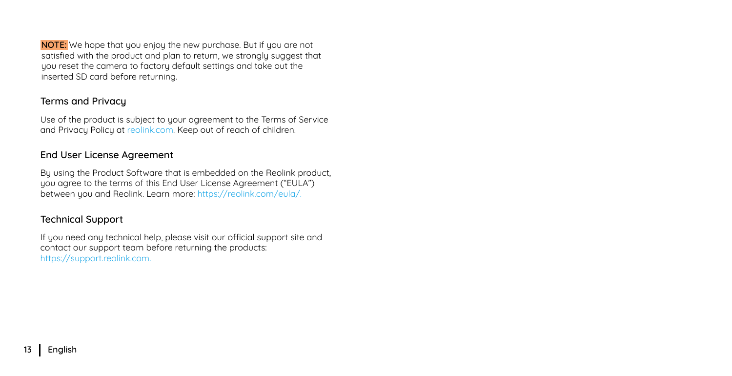**NOTE:** We hope that you enjoy the new purchase. But if you are not satisfied with the product and plan to return, we strongly suggest that you reset the camera to factory default settings and take out the inserted SD card before returning.

## Terms and Privacy

Use of the product is subject to your agreement to the Terms of Service and Privacy Policy at reolink.com. Keep out of reach of children.

## End User License Agreement

By using the Product Software that is embedded on the Reolink product, you agree to the terms of this End User License Agreement ("EULA") between you and Reolink. Learn more: https://reolink.com/eula/.

## Technical Support

If you need any technical help, please visit our official support site and contact our support team before returning the products: https://support.reolink.com.